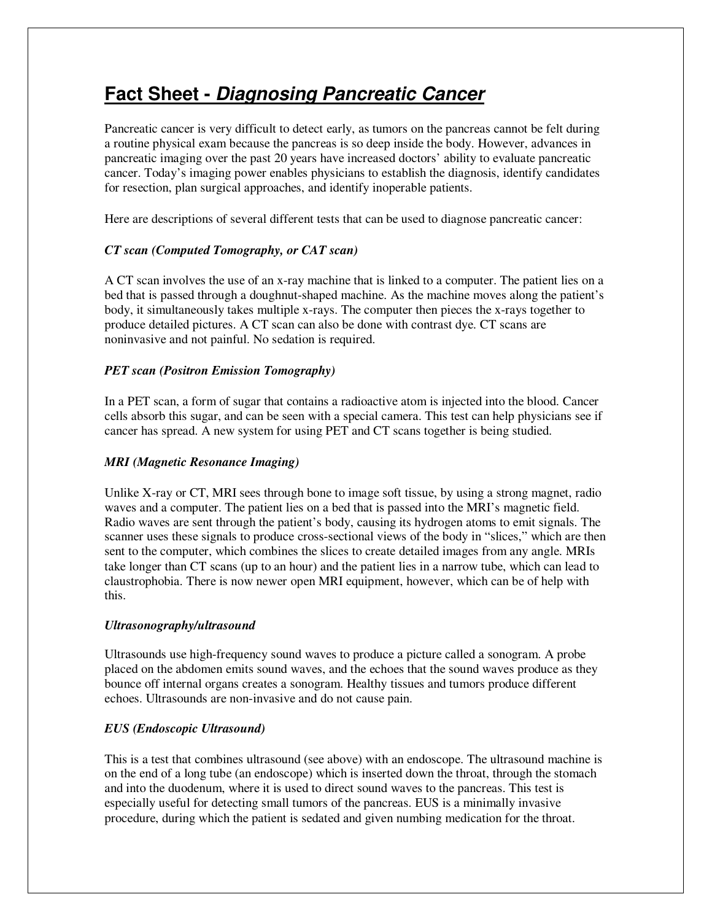# **Fact Sheet -** ***Diagnosing Pancreatic Cancer***

Pancreatic cancer is very difficult to detect early, as tumors on the pancreas cannot be felt during a routine physical exam because the pancreas is so deep inside the body. However, advances in pancreatic imaging over the past 20 years have increased doctors' ability to evaluate pancreatic cancer. Today's imaging power enables physicians to establish the diagnosis, identify candidates for resection, plan surgical approaches, and identify inoperable patients.

Here are descriptions of several different tests that can be used to diagnose pancreatic cancer:

***CT scan (Computed Tomography, or CAT scan)***

A CT scan involves the use of an x-ray machine that is linked to a computer. The patient lies on a bed that is passed through a doughnut-shaped machine. As the machine moves along the patient's body, it simultaneously takes multiple x-rays. The computer then pieces the x-rays together to produce detailed pictures. A CT scan can also be done with contrast dye. CT scans are noninvasive and not painful. No sedation is required.

***PET scan (Positron Emission Tomography)***

In a PET scan, a form of sugar that contains a radioactive atom is injected into the blood. Cancer cells absorb this sugar, and can be seen with a special camera. This test can help physicians see if cancer has spread. A new system for using PET and CT scans together is being studied.

***MRI (Magnetic Resonance Imaging)***

Unlike X-ray or CT, MRI sees through bone to image soft tissue, by using a strong magnet, radio waves and a computer. The patient lies on a bed that is passed into the MRI's magnetic field. Radio waves are sent through the patient's body, causing its hydrogen atoms to emit signals. The scanner uses these signals to produce cross-sectional views of the body in "slices," which are then sent to the computer, which combines the slices to create detailed images from any angle. MRIs take longer than CT scans (up to an hour) and the patient lies in a narrow tube, which can lead to claustrophobia. There is now newer open MRI equipment, however, which can be of help with this.

***Ultrasonography/ultrasound***

Ultrasounds use high-frequency sound waves to produce a picture called a sonogram. A probe placed on the abdomen emits sound waves, and the echoes that the sound waves produce as they bounce off internal organs creates a sonogram. Healthy tissues and tumors produce different echoes. Ultrasounds are non-invasive and do not cause pain.

***EUS (Endoscopic Ultrasound)***

This is a test that combines ultrasound (see above) with an endoscope. The ultrasound machine is on the end of a long tube (an endoscope) which is inserted down the throat, through the stomach and into the duodenum, where it is used to direct sound waves to the pancreas. This test is especially useful for detecting small tumors of the pancreas. EUS is a minimally invasive procedure, during which the patient is sedated and given numbing medication for the throat.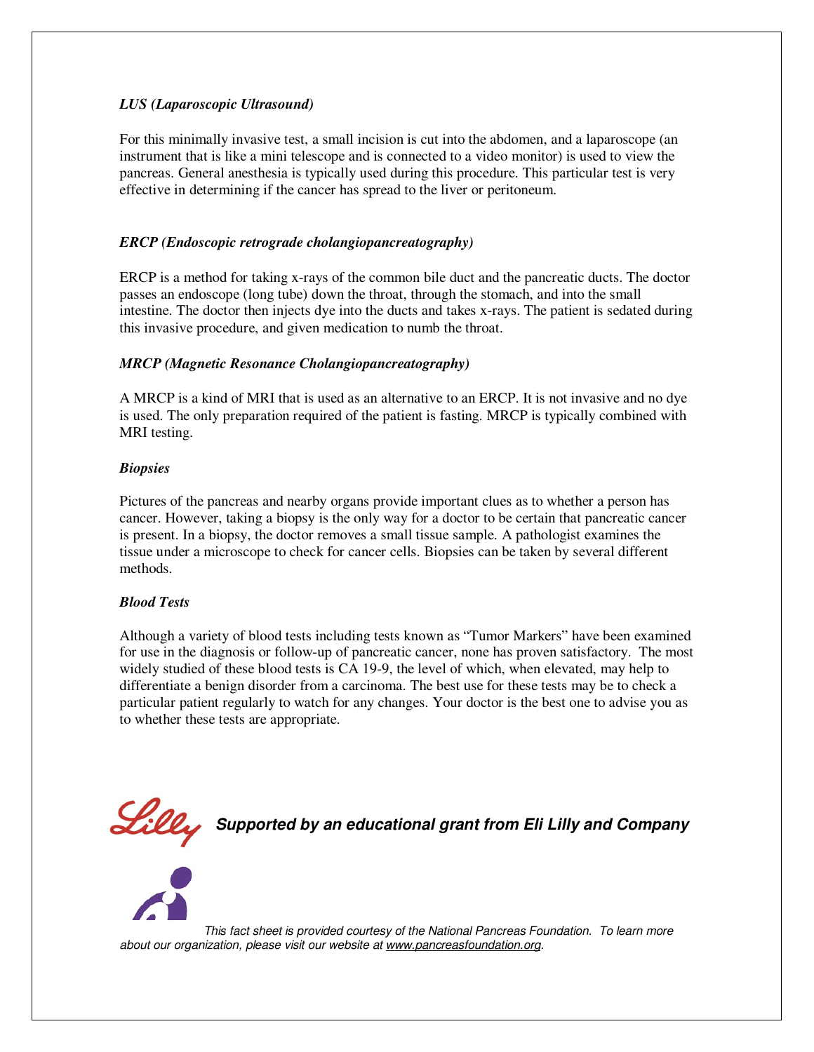### *LUS (Laparoscopic Ultrasound)*

For this minimally invasive test, a small incision is cut into the abdomen, and a laparoscope (an instrument that is like a mini telescope and is connected to a video monitor) is used to view the pancreas. General anesthesia is typically used during this procedure. This particular test is very effective in determining if the cancer has spread to the liver or peritoneum.

### *ERCP (Endoscopic retrograde cholangiopancreatography)*

ERCP is a method for taking x-rays of the common bile duct and the pancreatic ducts. The doctor passes an endoscope (long tube) down the throat, through the stomach, and into the small intestine. The doctor then injects dye into the ducts and takes x-rays. The patient is sedated during this invasive procedure, and given medication to numb the throat.

### *MRCP (Magnetic Resonance Cholangiopancreatography)*

A MRCP is a kind of MRI that is used as an alternative to an ERCP. It is not invasive and no dye is used. The only preparation required of the patient is fasting. MRCP is typically combined with MRI testing.

### *Biopsies*

Pictures of the pancreas and nearby organs provide important clues as to whether a person has cancer. However, taking a biopsy is the only way for a doctor to be certain that pancreatic cancer is present. In a biopsy, the doctor removes a small tissue sample. A pathologist examines the tissue under a microscope to check for cancer cells. Biopsies can be taken by several different methods.

### *Blood Tests*

Although a variety of blood tests including tests known as "Tumor Markers" have been examined for use in the diagnosis or follow-up of pancreatic cancer, none has proven satisfactory. The most widely studied of these blood tests is CA 19-9, the level of which, when elevated, may help to differentiate a benign disorder from a carcinoma. The best use for these tests may be to check a particular patient regularly to watch for any changes. Your doctor is the best one to advise you as to whether these tests are appropriate.

***Supported by an educational grant from Eli Lilly and Company***

*This fact sheet is provided courtesy of the National Pancreas Foundation. To learn more about our organization, please visit our website at www.pancreasfoundation.org.*